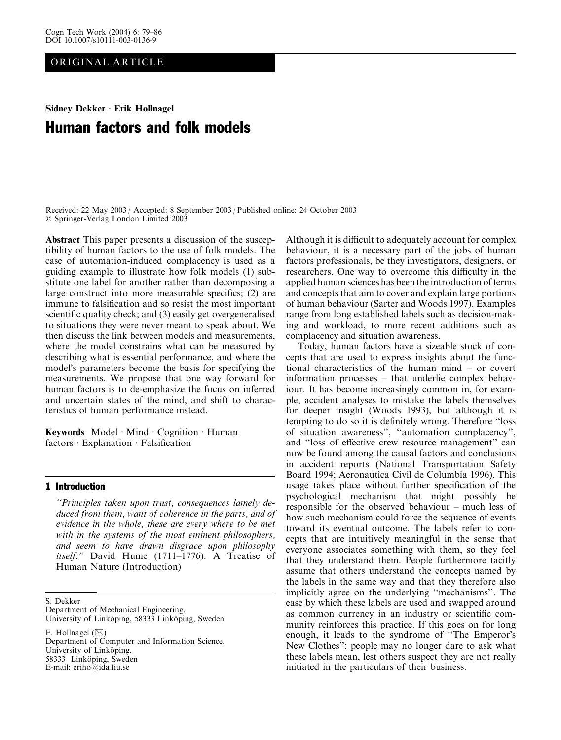ORIGINAL ARTICLE

**Sidney Dekker · Erik Hollnagel**

# Human factors and folk models

Received: 22 May 2003 / Accepted: 8 September 2003 / Published online: 24 October 2003
© Springer-Verlag London Limited 2003

**Abstract** This paper presents a discussion of the susceptibility of human factors to the use of folk models. The case of automation-induced complacency is used as a guiding example to illustrate how folk models (1) substitute one label for another rather than decomposing a large construct into more measurable specifics; (2) are immune to falsification and so resist the most important scientific quality check; and (3) easily get overgeneralised to situations they were never meant to speak about. We then discuss the link between models and measurements, where the model constrains what can be measured by describing what is essential performance, and where the model's parameters become the basis for specifying the measurements. We propose that one way forward for human factors is to de-emphasize the focus on inferred and uncertain states of the mind, and shift to characteristics of human performance instead.

**Keywords** Model · Mind · Cognition · Human factors · Explanation · Falsification

## 1 Introduction

*"Principles taken upon trust, consequences lamely deduced from them, want of coherence in the parts, and of evidence in the whole, these are every where to be met with in the systems of the most eminent philosophers, and seem to have drawn disgrace upon philosophy itself."* David Hume (1711–1776). A Treatise of Human Nature (Introduction)

S. Dekker
Department of Mechanical Engineering,
University of Linköping, 58333 Linköping, Sweden

E. Hollnagel (✉)
Department of Computer and Information Science,
University of Linköping,
58333 Linköping, Sweden
E-mail: eriho@ida.liu.se

Although it is difficult to adequately account for complex behaviour, it is a necessary part of the jobs of human factors professionals, be they investigators, designers, or researchers. One way to overcome this difficulty in the applied human sciences has been the introduction of terms and concepts that aim to cover and explain large portions of human behaviour (Sarter and Woods 1997). Examples range from long established labels such as decision-making and workload, to more recent additions such as complacency and situation awareness.

Today, human factors have a sizeable stock of concepts that are used to express insights about the functional characteristics of the human mind – or covert information processes – that underlie complex behaviour. It has become increasingly common in, for example, accident analyses to mistake the labels themselves for deeper insight (Woods 1993), but although it is tempting to do so it is definitely wrong. Therefore "loss of situation awareness", "automation complacency", and "loss of effective crew resource management" can now be found among the causal factors and conclusions in accident reports (National Transportation Safety Board 1994; Aeronautica Civil de Columbia 1996). This usage takes place without further specification of the psychological mechanism that might possibly be responsible for the observed behaviour – much less of how such mechanism could force the sequence of events toward its eventual outcome. The labels refer to concepts that are intuitively meaningful in the sense that everyone associates something with them, so they feel that they understand them. People furthermore tacitly assume that others understand the concepts named by the labels in the same way and that they therefore also implicitly agree on the underlying "mechanisms". The ease by which these labels are used and swapped around as common currency in an industry or scientific community reinforces this practice. If this goes on for long enough, it leads to the syndrome of "The Emperor's New Clothes": people may no longer dare to ask what these labels mean, lest others suspect they are not really initiated in the particulars of their business.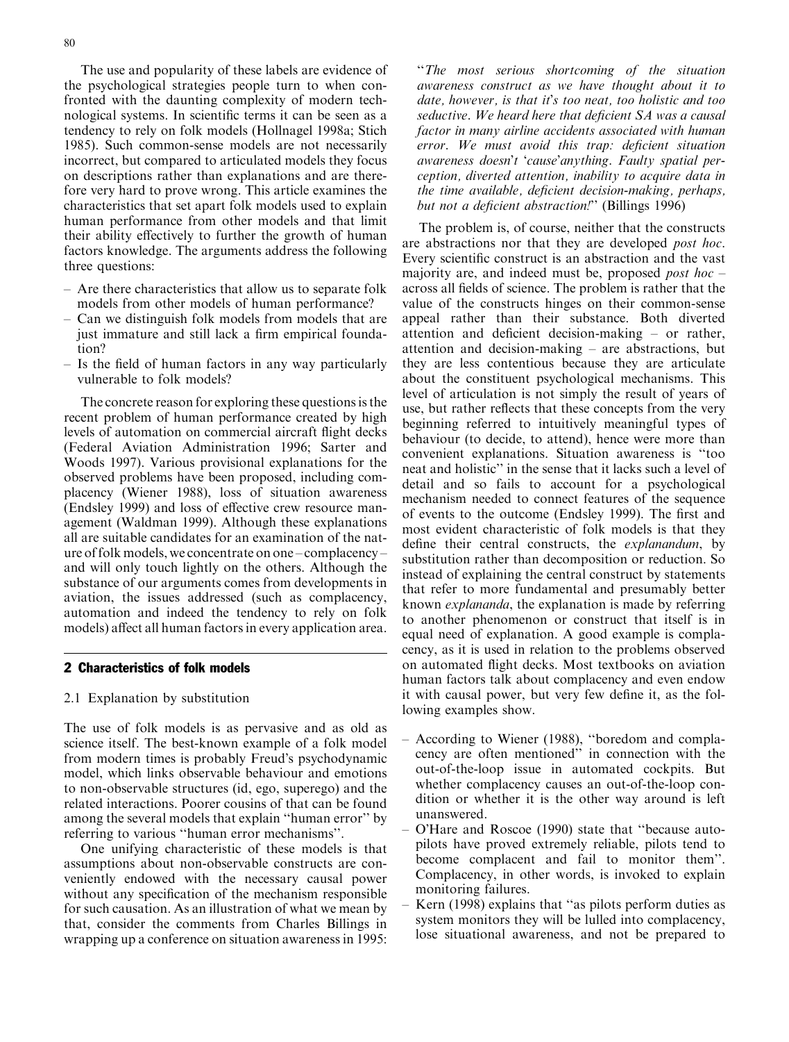The use and popularity of these labels are evidence of the psychological strategies people turn to when confronted with the daunting complexity of modern technological systems. In scientific terms it can be seen as a tendency to rely on folk models (Hollnagel 1998a; Stich 1985). Such common-sense models are not necessarily incorrect, but compared to articulated models they focus on descriptions rather than explanations and are therefore very hard to prove wrong. This article examines the characteristics that set apart folk models used to explain human performance from other models and that limit their ability effectively to further the growth of human factors knowledge. The arguments address the following three questions:

- Are there characteristics that allow us to separate folk models from other models of human performance?
- Can we distinguish folk models from models that are just immature and still lack a firm empirical foundation?
- Is the field of human factors in any way particularly vulnerable to folk models?

The concrete reason for exploring these questions is the recent problem of human performance created by high levels of automation on commercial aircraft flight decks (Federal Aviation Administration 1996; Sarter and Woods 1997). Various provisional explanations for the observed problems have been proposed, including complacency (Wiener 1988), loss of situation awareness (Endsley 1999) and loss of effective crew resource management (Waldman 1999). Although these explanations all are suitable candidates for an examination of the nature of folk models, we concentrate on one – complacency – and will only touch lightly on the others. Although the substance of our arguments comes from developments in aviation, the issues addressed (such as complacency, automation and indeed the tendency to rely on folk models) affect all human factors in every application area.

## 2 Characteristics of folk models

### 2.1 Explanation by substitution

The use of folk models is as pervasive and as old as science itself. The best-known example of a folk model from modern times is probably Freud's psychodynamic model, which links observable behaviour and emotions to non-observable structures (id, ego, superego) and the related interactions. Poorer cousins of that can be found among the several models that explain "human error" by referring to various "human error mechanisms".

One unifying characteristic of these models is that assumptions about non-observable constructs are conveniently endowed with the necessary causal power without any specification of the mechanism responsible for such causation. As an illustration of what we mean by that, consider the comments from Charles Billings in wrapping up a conference on situation awareness in 1995:

"*The most serious shortcoming of the situation awareness construct as we have thought about it to date, however, is that it's too neat, too holistic and too seductive. We heard here that deficient SA was a causal factor in many airline accidents associated with human error. We must avoid this trap: deficient situation awareness doesn't 'cause' anything. Faulty spatial perception, diverted attention, inability to acquire data in the time available, deficient decision-making, perhaps, but not a deficient abstraction!*" (Billings 1996)

The problem is, of course, neither that the constructs are abstractions nor that they are developed *post hoc*. Every scientific construct is an abstraction and the vast majority are, and indeed must be, proposed *post hoc* – across all fields of science. The problem is rather that the value of the constructs hinges on their common-sense appeal rather than their substance. Both diverted attention and deficient decision-making – or rather, attention and decision-making – are abstractions, but they are less contentious because they are articulate about the constituent psychological mechanisms. This level of articulation is not simply the result of years of use, but rather reflects that these concepts from the very beginning referred to intuitively meaningful types of behaviour (to decide, to attend), hence were more than convenient explanations. Situation awareness is "too neat and holistic" in the sense that it lacks such a level of detail and so fails to account for a psychological mechanism needed to connect features of the sequence of events to the outcome (Endsley 1999). The first and most evident characteristic of folk models is that they define their central constructs, the *explanandum*, by substitution rather than decomposition or reduction. So instead of explaining the central construct by statements that refer to more fundamental and presumably better known *explananda*, the explanation is made by referring to another phenomenon or construct that itself is in equal need of explanation. A good example is complacency, as it is used in relation to the problems observed on automated flight decks. Most textbooks on aviation human factors talk about complacency and even endow it with causal power, but very few define it, as the following examples show.

- According to Wiener (1988), "boredom and complacency are often mentioned" in connection with the out-of-the-loop issue in automated cockpits. But whether complacency causes an out-of-the-loop condition or whether it is the other way around is left unanswered.
- O'Hare and Roscoe (1990) state that "because autopilots have proved extremely reliable, pilots tend to become complacent and fail to monitor them". Complacency, in other words, is invoked to explain monitoring failures.
- Kern (1998) explains that "as pilots perform duties as system monitors they will be lulled into complacency, lose situational awareness, and not be prepared to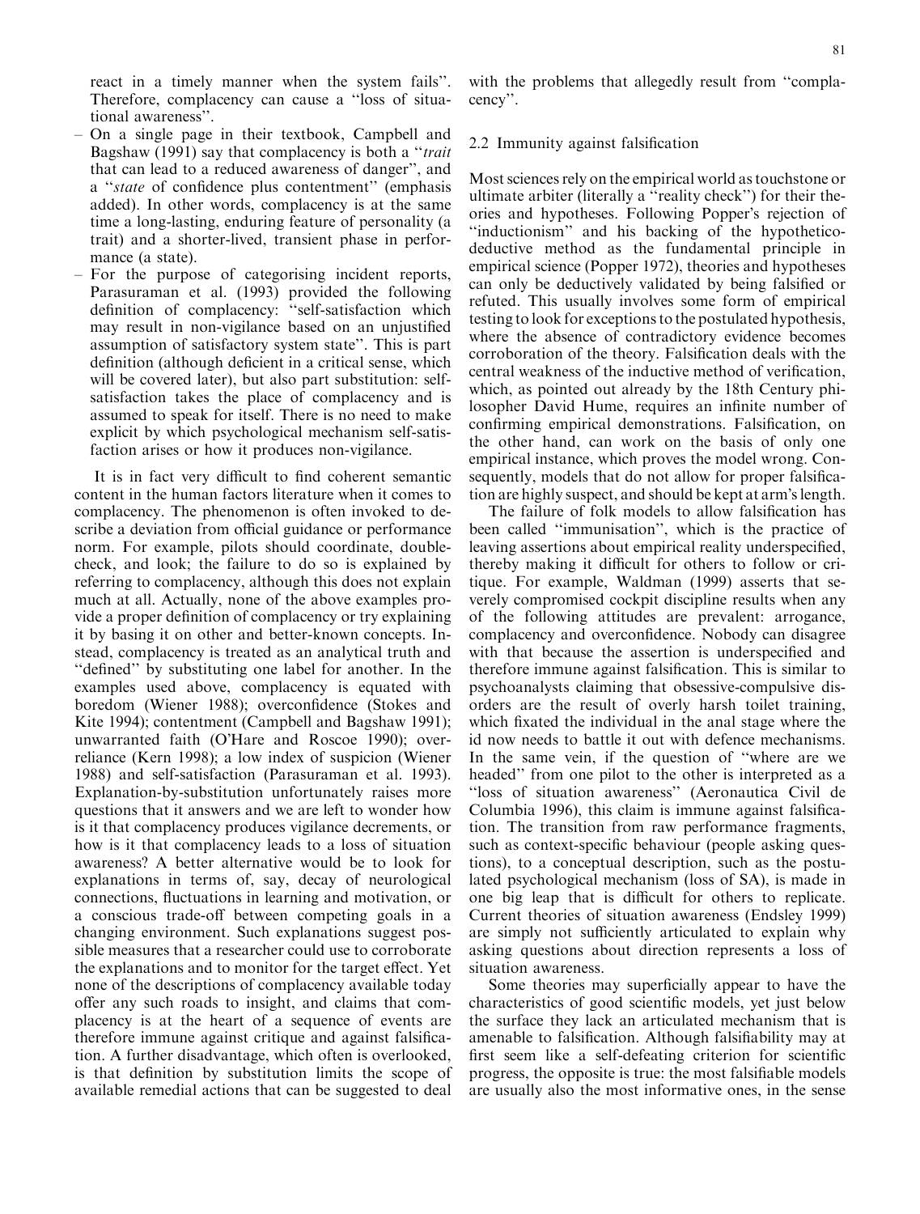react in a timely manner when the system fails''. Therefore, complacency can cause a ''loss of situational awareness''.

- On a single page in their textbook, Campbell and Bagshaw (1991) say that complacency is both a ''*trait* that can lead to a reduced awareness of danger'', and a ''*state* of confidence plus contentment'' (emphasis added). In other words, complacency is at the same time a long-lasting, enduring feature of personality (a trait) and a shorter-lived, transient phase in performance (a state).
- For the purpose of categorising incident reports, Parasuraman et al. (1993) provided the following definition of complacency: ''self-satisfaction which may result in non-vigilance based on an unjustified assumption of satisfactory system state''. This is part definition (although deficient in a critical sense, which will be covered later), but also part substitution: self-satisfaction takes the place of complacency and is assumed to speak for itself. There is no need to make explicit by which psychological mechanism self-satisfaction arises or how it produces non-vigilance.

It is in fact very difficult to find coherent semantic content in the human factors literature when it comes to complacency. The phenomenon is often invoked to describe a deviation from official guidance or performance norm. For example, pilots should coordinate, double-check, and look; the failure to do so is explained by referring to complacency, although this does not explain much at all. Actually, none of the above examples provide a proper definition of complacency or try explaining it by basing it on other and better-known concepts. Instead, complacency is treated as an analytical truth and ''defined'' by substituting one label for another. In the examples used above, complacency is equated with boredom (Wiener 1988); overconfidence (Stokes and Kite 1994); contentment (Campbell and Bagshaw 1991); unwarranted faith (O'Hare and Roscoe 1990); over-reliance (Kern 1998); a low index of suspicion (Wiener 1988) and self-satisfaction (Parasuraman et al. 1993). Explanation-by-substitution unfortunately raises more questions that it answers and we are left to wonder how is it that complacency produces vigilance decrements, or how is it that complacency leads to a loss of situation awareness? A better alternative would be to look for explanations in terms of, say, decay of neurological connections, fluctuations in learning and motivation, or a conscious trade-off between competing goals in a changing environment. Such explanations suggest possible measures that a researcher could use to corroborate the explanations and to monitor for the target effect. Yet none of the descriptions of complacency available today offer any such roads to insight, and claims that complacency is at the heart of a sequence of events are therefore immune against critique and against falsification. A further disadvantage, which often is overlooked, is that definition by substitution limits the scope of available remedial actions that can be suggested to deal with the problems that allegedly result from ''complacency''.

### 2.2 Immunity against falsification

Most sciences rely on the empirical world as touchstone or ultimate arbiter (literally a ''reality check'') for their theories and hypotheses. Following Popper's rejection of ''inductionism'' and his backing of the hypothetico-deductive method as the fundamental principle in empirical science (Popper 1972), theories and hypotheses can only be deductively validated by being falsified or refuted. This usually involves some form of empirical testing to look for exceptions to the postulated hypothesis, where the absence of contradictory evidence becomes corroboration of the theory. Falsification deals with the central weakness of the inductive method of verification, which, as pointed out already by the 18th Century philosopher David Hume, requires an infinite number of confirming empirical demonstrations. Falsification, on the other hand, can work on the basis of only one empirical instance, which proves the model wrong. Consequently, models that do not allow for proper falsification are highly suspect, and should be kept at arm's length.

The failure of folk models to allow falsification has been called ''immunisation'', which is the practice of leaving assertions about empirical reality underspecified, thereby making it difficult for others to follow or critique. For example, Waldman (1999) asserts that severely compromised cockpit discipline results when any of the following attitudes are prevalent: arrogance, complacency and overconfidence. Nobody can disagree with that because the assertion is underspecified and therefore immune against falsification. This is similar to psychoanalysts claiming that obsessive-compulsive disorders are the result of overly harsh toilet training, which fixated the individual in the anal stage where the id now needs to battle it out with defence mechanisms. In the same vein, if the question of ''where are we headed'' from one pilot to the other is interpreted as a ''loss of situation awareness'' (Aeronautica Civil de Columbia 1996), this claim is immune against falsification. The transition from raw performance fragments, such as context-specific behaviour (people asking questions), to a conceptual description, such as the postulated psychological mechanism (loss of SA), is made in one big leap that is difficult for others to replicate. Current theories of situation awareness (Endsley 1999) are simply not sufficiently articulated to explain why asking questions about direction represents a loss of situation awareness.

Some theories may superficially appear to have the characteristics of good scientific models, yet just below the surface they lack an articulated mechanism that is amenable to falsification. Although falsifiability may at first seem like a self-defeating criterion for scientific progress, the opposite is true: the most falsifiable models are usually also the most informative ones, in the sense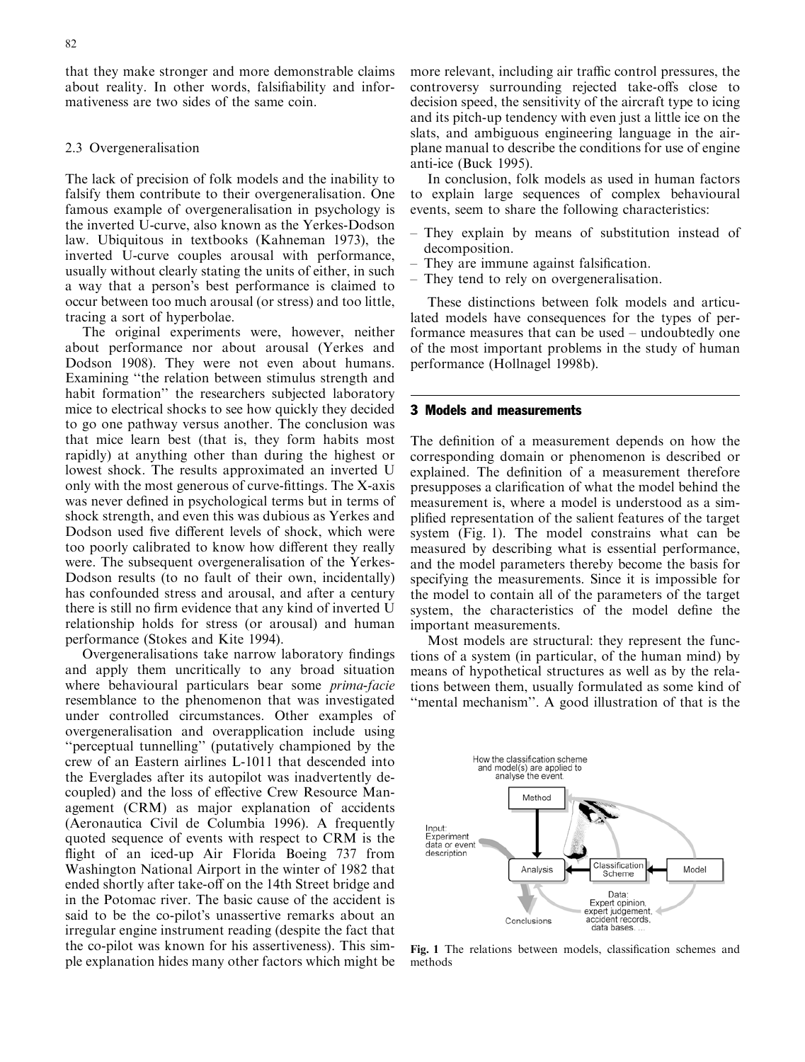that they make stronger and more demonstrable claims about reality. In other words, falsifiability and informativeness are two sides of the same coin.

### 2.3 Overgeneralisation

The lack of precision of folk models and the inability to falsify them contribute to their overgeneralisation. One famous example of overgeneralisation in psychology is the inverted U-curve, also known as the Yerkes-Dodson law. Ubiquitous in textbooks (Kahneman 1973), the inverted U-curve couples arousal with performance, usually without clearly stating the units of either, in such a way that a person's best performance is claimed to occur between too much arousal (or stress) and too little, tracing a sort of hyperbolae.

The original experiments were, however, neither about performance nor about arousal (Yerkes and Dodson 1908). They were not even about humans. Examining "the relation between stimulus strength and habit formation" the researchers subjected laboratory mice to electrical shocks to see how quickly they decided to go one pathway versus another. The conclusion was that mice learn best (that is, they form habits most rapidly) at anything other than during the highest or lowest shock. The results approximated an inverted U only with the most generous of curve-fittings. The X-axis was never defined in psychological terms but in terms of shock strength, and even this was dubious as Yerkes and Dodson used five different levels of shock, which were too poorly calibrated to know how different they really were. The subsequent overgeneralisation of the Yerkes-Dodson results (to no fault of their own, incidentally) has confounded stress and arousal, and after a century there is still no firm evidence that any kind of inverted U relationship holds for stress (or arousal) and human performance (Stokes and Kite 1994).

Overgeneralisations take narrow laboratory findings and apply them uncritically to any broad situation where behavioural particulars bear some *prima-facie* resemblance to the phenomenon that was investigated under controlled circumstances. Other examples of overgeneralisation and overapplication include using "perceptual tunnelling" (putatively championed by the crew of an Eastern airlines L-1011 that descended into the Everglades after its autopilot was inadvertently decoupled) and the loss of effective Crew Resource Management (CRM) as major explanation of accidents (Aeronautica Civil de Columbia 1996). A frequently quoted sequence of events with respect to CRM is the flight of an iced-up Air Florida Boeing 737 from Washington National Airport in the winter of 1982 that ended shortly after take-off on the 14th Street bridge and in the Potomac river. The basic cause of the accident is said to be the co-pilot's unassertive remarks about an irregular engine instrument reading (despite the fact that the co-pilot was known for his assertiveness). This simple explanation hides many other factors which might be more relevant, including air traffic control pressures, the controversy surrounding rejected take-offs close to decision speed, the sensitivity of the aircraft type to icing and its pitch-up tendency with even just a little ice on the slats, and ambiguous engineering language in the airplane manual to describe the conditions for use of engine anti-ice (Buck 1995).

In conclusion, folk models as used in human factors to explain large sequences of complex behavioural events, seem to share the following characteristics:

- They explain by means of substitution instead of decomposition.
- They are immune against falsification.
- They tend to rely on overgeneralisation.

These distinctions between folk models and articulated models have consequences for the types of performance measures that can be used – undoubtedly one of the most important problems in the study of human performance (Hollnagel 1998b).

## 3 Models and measurements

The definition of a measurement depends on how the corresponding domain or phenomenon is described or explained. The definition of a measurement therefore presupposes a clarification of what the model behind the measurement is, where a model is understood as a simplified representation of the salient features of the target system (Fig. 1). The model constrains what can be measured by describing what is essential performance, and the model parameters thereby become the basis for specifying the measurements. Since it is impossible for the model to contain all of the parameters of the target system, the characteristics of the model define the important measurements.

Most models are structural: they represent the functions of a system (in particular, of the human mind) by means of hypothetical structures as well as by the relations between them, usually formulated as some kind of "mental mechanism". A good illustration of that is the

How the classification scheme and model(s) are applied to analyse the event.

Method

Input: Experiment data or event description

Analysis

Classification Scheme

Model

Data: Expert opinion, expert judgement, accident records, data bases, ...

Conclusions

**Fig. 1** The relations between models, classification schemes and methods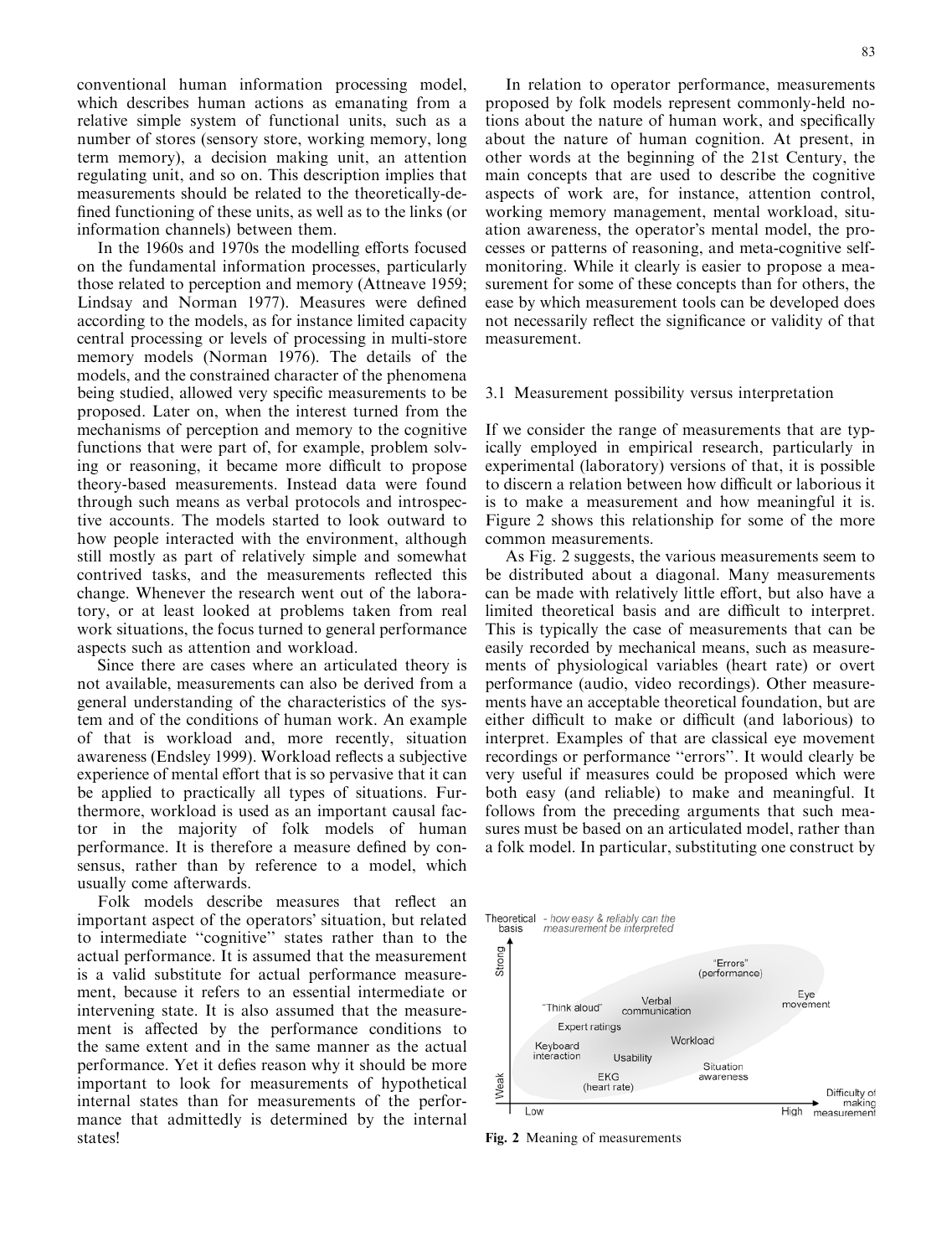conventional human information processing model, which describes human actions as emanating from a relative simple system of functional units, such as a number of stores (sensory store, working memory, long term memory), a decision making unit, an attention regulating unit, and so on. This description implies that measurements should be related to the theoretically-defined functioning of these units, as well as to the links (or information channels) between them.

In the 1960s and 1970s the modelling efforts focused on the fundamental information processes, particularly those related to perception and memory (Attneave 1959; Lindsay and Norman 1977). Measures were defined according to the models, as for instance limited capacity central processing or levels of processing in multi-store memory models (Norman 1976). The details of the models, and the constrained character of the phenomena being studied, allowed very specific measurements to be proposed. Later on, when the interest turned from the mechanisms of perception and memory to the cognitive functions that were part of, for example, problem solving or reasoning, it became more difficult to propose theory-based measurements. Instead data were found through such means as verbal protocols and introspective accounts. The models started to look outward to how people interacted with the environment, although still mostly as part of relatively simple and somewhat contrived tasks, and the measurements reflected this change. Whenever the research went out of the laboratory, or at least looked at problems taken from real work situations, the focus turned to general performance aspects such as attention and workload.

Since there are cases where an articulated theory is not available, measurements can also be derived from a general understanding of the characteristics of the system and of the conditions of human work. An example of that is workload and, more recently, situation awareness (Endsley 1999). Workload reflects a subjective experience of mental effort that is so pervasive that it can be applied to practically all types of situations. Furthermore, workload is used as an important causal factor in the majority of folk models of human performance. It is therefore a measure defined by consensus, rather than by reference to a model, which usually come afterwards.

Folk models describe measures that reflect an important aspect of the operators' situation, but related to intermediate "cognitive" states rather than to the actual performance. It is assumed that the measurement is a valid substitute for actual performance measurement, because it refers to an essential intermediate or intervening state. It is also assumed that the measurement is affected by the performance conditions to the same extent and in the same manner as the actual performance. Yet it defies reason why it should be more important to look for measurements of hypothetical internal states than for measurements of the performance that admittedly is determined by the internal states!

In relation to operator performance, measurements proposed by folk models represent commonly-held notions about the nature of human work, and specifically about the nature of human cognition. At present, in other words at the beginning of the 21st Century, the main concepts that are used to describe the cognitive aspects of work are, for instance, attention control, working memory management, mental workload, situation awareness, the operator's mental model, the processes or patterns of reasoning, and meta-cognitive self-monitoring. While it clearly is easier to propose a measurement for some of these concepts than for others, the ease by which measurement tools can be developed does not necessarily reflect the significance or validity of that measurement.

## 3.1 Measurement possibility versus interpretation

If we consider the range of measurements that are typically employed in empirical research, particularly in experimental (laboratory) versions of that, it is possible to discern a relation between how difficult or laborious it is to make a measurement and how meaningful it is. Figure 2 shows this relationship for some of the more common measurements.

As Fig. 2 suggests, the various measurements seem to be distributed about a diagonal. Many measurements can be made with relatively little effort, but also have a limited theoretical basis and are difficult to interpret. This is typically the case of measurements that can be easily recorded by mechanical means, such as measurements of physiological variables (heart rate) or overt performance (audio, video recordings). Other measurements have an acceptable theoretical foundation, but are either difficult to make or difficult (and laborious) to interpret. Examples of that are classical eye movement recordings or performance "errors". It would clearly be very useful if measures could be proposed which were both easy (and reliable) to make and meaningful. It follows from the preceding arguments that such measures must be based on an articulated model, rather than a folk model. In particular, substituting one construct by

Theoretical basis - how easy & reliably can the measurement be interpreted
Strong
Weak
"Errors" (performance)
Eye movement
"Think aloud"
Verbal communication
Expert ratings
Workload
Keyboard interaction
Usability
Situation awareness
EKG (heart rate)
Low
High
Difficulty of making measurement

Fig. 2 Meaning of measurements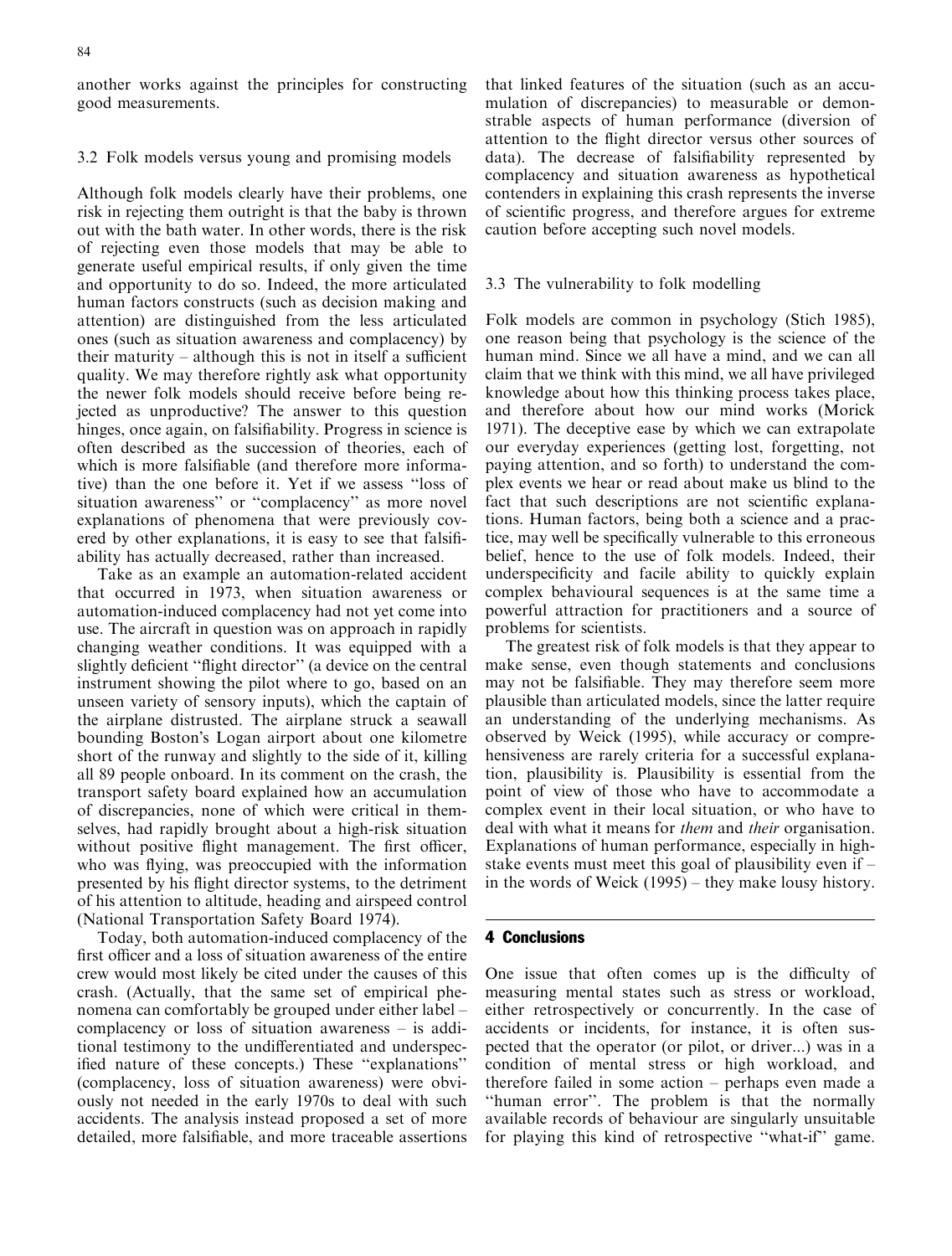another works against the principles for constructing good measurements.

### 3.2 Folk models versus young and promising models

Although folk models clearly have their problems, one risk in rejecting them outright is that the baby is thrown out with the bath water. In other words, there is the risk of rejecting even those models that may be able to generate useful empirical results, if only given the time and opportunity to do so. Indeed, the more articulated human factors constructs (such as decision making and attention) are distinguished from the less articulated ones (such as situation awareness and complacency) by their maturity – although this is not in itself a sufficient quality. We may therefore rightly ask what opportunity the newer folk models should receive before being rejected as unproductive? The answer to this question hinges, once again, on falsifiability. Progress in science is often described as the succession of theories, each of which is more falsifiable (and therefore more informative) than the one before it. Yet if we assess "loss of situation awareness" or "complacency" as more novel explanations of phenomena that were previously covered by other explanations, it is easy to see that falsifiability has actually decreased, rather than increased.

Take as an example an automation-related accident that occurred in 1973, when situation awareness or automation-induced complacency had not yet come into use. The aircraft in question was on approach in rapidly changing weather conditions. It was equipped with a slightly deficient "flight director" (a device on the central instrument showing the pilot where to go, based on an unseen variety of sensory inputs), which the captain of the airplane distrusted. The airplane struck a seawall bounding Boston's Logan airport about one kilometre short of the runway and slightly to the side of it, killing all 89 people onboard. In its comment on the crash, the transport safety board explained how an accumulation of discrepancies, none of which were critical in themselves, had rapidly brought about a high-risk situation without positive flight management. The first officer, who was flying, was preoccupied with the information presented by his flight director systems, to the detriment of his attention to altitude, heading and airspeed control (National Transportation Safety Board 1974).

Today, both automation-induced complacency of the first officer and a loss of situation awareness of the entire crew would most likely be cited under the causes of this crash. (Actually, that the same set of empirical phenomena can comfortably be grouped under either label – complacency or loss of situation awareness – is additional testimony to the undifferentiated and underspecified nature of these concepts.) These "explanations" (complacency, loss of situation awareness) were obviously not needed in the early 1970s to deal with such accidents. The analysis instead proposed a set of more detailed, more falsifiable, and more traceable assertions that linked features of the situation (such as an accumulation of discrepancies) to measurable or demonstrable aspects of human performance (diversion of attention to the flight director versus other sources of data). The decrease of falsifiability represented by complacency and situation awareness as hypothetical contenders in explaining this crash represents the inverse of scientific progress, and therefore argues for extreme caution before accepting such novel models.

### 3.3 The vulnerability to folk modelling

Folk models are common in psychology (Stich 1985), one reason being that psychology is the science of the human mind. Since we all have a mind, and we can all claim that we think with this mind, we all have privileged knowledge about how this thinking process takes place, and therefore about how our mind works (Morick 1971). The deceptive ease by which we can extrapolate our everyday experiences (getting lost, forgetting, not paying attention, and so forth) to understand the complex events we hear or read about make us blind to the fact that such descriptions are not scientific explanations. Human factors, being both a science and a practice, may well be specifically vulnerable to this erroneous belief, hence to the use of folk models. Indeed, their underspecificity and facile ability to quickly explain complex behavioural sequences is at the same time a powerful attraction for practitioners and a source of problems for scientists.

The greatest risk of folk models is that they appear to make sense, even though statements and conclusions may not be falsifiable. They may therefore seem more plausible than articulated models, since the latter require an understanding of the underlying mechanisms. As observed by Weick (1995), while accuracy or comprehensiveness are rarely criteria for a successful explanation, plausibility is. Plausibility is essential from the point of view of those who have to accommodate a complex event in their local situation, or who have to deal with what it means for *them* and *their* organisation. Explanations of human performance, especially in high-stake events must meet this goal of plausibility even if – in the words of Weick (1995) – they make lousy history.

## 4 Conclusions

One issue that often comes up is the difficulty of measuring mental states such as stress or workload, either retrospectively or concurrently. In the case of accidents or incidents, for instance, it is often suspected that the operator (or pilot, or driver...) was in a condition of mental stress or high workload, and therefore failed in some action – perhaps even made a "human error". The problem is that the normally available records of behaviour are singularly unsuitable for playing this kind of retrospective "what-if" game.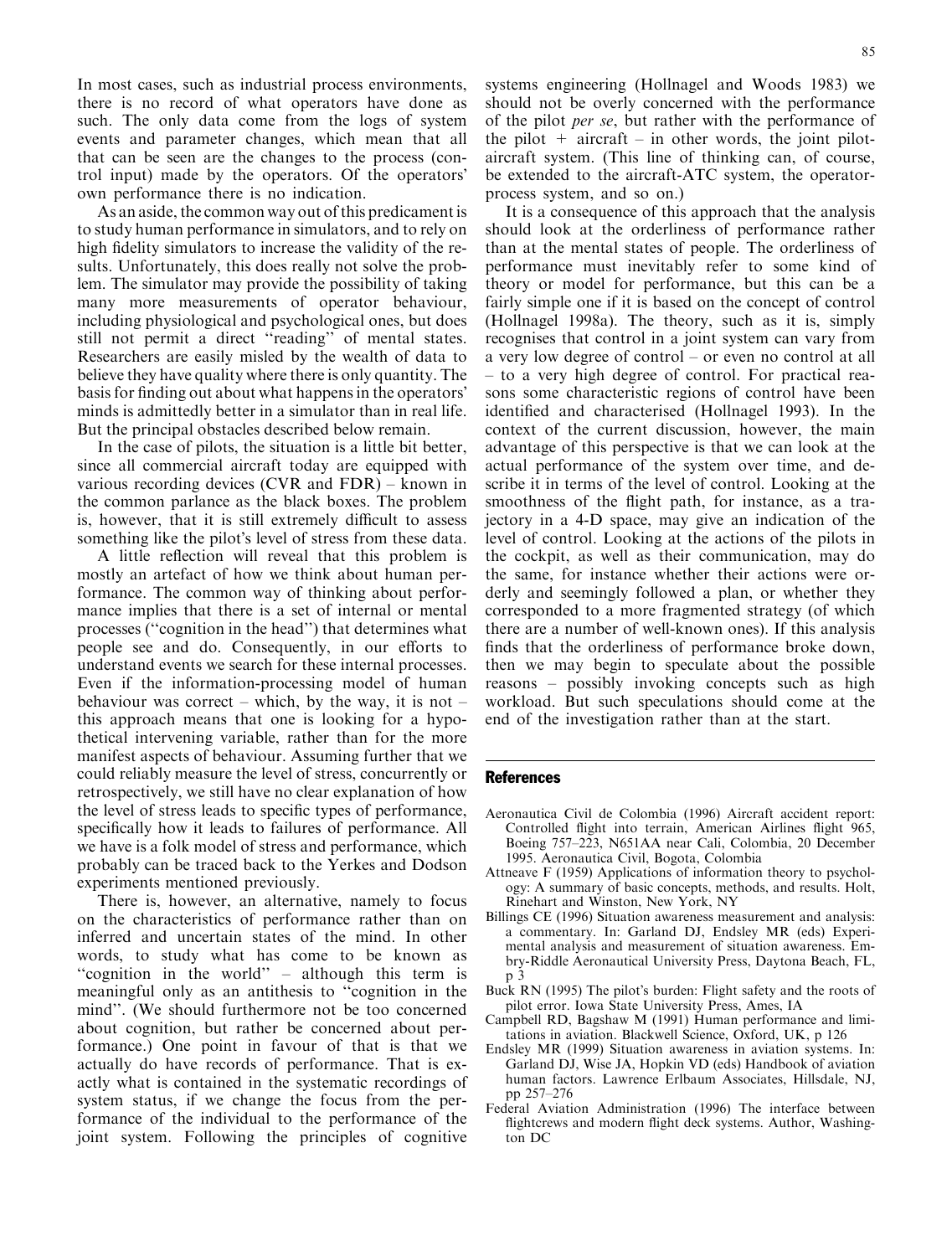In most cases, such as industrial process environments, there is no record of what operators have done as such. The only data come from the logs of system events and parameter changes, which mean that all that can be seen are the changes to the process (control input) made by the operators. Of the operators' own performance there is no indication.

As an aside, the common way out of this predicament is to study human performance in simulators, and to rely on high fidelity simulators to increase the validity of the results. Unfortunately, this does really not solve the problem. The simulator may provide the possibility of taking many more measurements of operator behaviour, including physiological and psychological ones, but does still not permit a direct "reading" of mental states. Researchers are easily misled by the wealth of data to believe they have quality where there is only quantity. The basis for finding out about what happens in the operators' minds is admittedly better in a simulator than in real life. But the principal obstacles described below remain.

In the case of pilots, the situation is a little bit better, since all commercial aircraft today are equipped with various recording devices (CVR and FDR) – known in the common parlance as the black boxes. The problem is, however, that it is still extremely difficult to assess something like the pilot's level of stress from these data.

A little reflection will reveal that this problem is mostly an artefact of how we think about human performance. The common way of thinking about performance implies that there is a set of internal or mental processes ("cognition in the head") that determines what people see and do. Consequently, in our efforts to understand events we search for these internal processes. Even if the information-processing model of human behaviour was correct – which, by the way, it is not – this approach means that one is looking for a hypothetical intervening variable, rather than for the more manifest aspects of behaviour. Assuming further that we could reliably measure the level of stress, concurrently or retrospectively, we still have no clear explanation of how the level of stress leads to specific types of performance, specifically how it leads to failures of performance. All we have is a folk model of stress and performance, which probably can be traced back to the Yerkes and Dodson experiments mentioned previously.

There is, however, an alternative, namely to focus on the characteristics of performance rather than on inferred and uncertain states of the mind. In other words, to study what has come to be known as "cognition in the world" – although this term is meaningful only as an antithesis to "cognition in the mind". (We should furthermore not be too concerned about cognition, but rather be concerned about performance.) One point in favour of that is that we actually do have records of performance. That is exactly what is contained in the systematic recordings of system status, if we change the focus from the performance of the individual to the performance of the joint system. Following the principles of cognitive systems engineering (Hollnagel and Woods 1983) we should not be overly concerned with the performance of the pilot *per se*, but rather with the performance of the pilot + aircraft – in other words, the joint pilot-aircraft system. (This line of thinking can, of course, be extended to the aircraft-ATC system, the operator-process system, and so on.)

It is a consequence of this approach that the analysis should look at the orderliness of performance rather than at the mental states of people. The orderliness of performance must inevitably refer to some kind of theory or model for performance, but this can be a fairly simple one if it is based on the concept of control (Hollnagel 1998a). The theory, such as it is, simply recognises that control in a joint system can vary from a very low degree of control – or even no control at all – to a very high degree of control. For practical reasons some characteristic regions of control have been identified and characterised (Hollnagel 1993). In the context of the current discussion, however, the main advantage of this perspective is that we can look at the actual performance of the system over time, and describe it in terms of the level of control. Looking at the smoothness of the flight path, for instance, as a trajectory in a 4-D space, may give an indication of the level of control. Looking at the actions of the pilots in the cockpit, as well as their communication, may do the same, for instance whether their actions were orderly and seemingly followed a plan, or whether they corresponded to a more fragmented strategy (of which there are a number of well-known ones). If this analysis finds that the orderliness of performance broke down, then we may begin to speculate about the possible reasons – possibly invoking concepts such as high workload. But such speculations should come at the end of the investigation rather than at the start.

## References

Aeronautica Civil de Colombia (1996) Aircraft accident report: Controlled flight into terrain, American Airlines flight 965, Boeing 757–223, N651AA near Cali, Colombia, 20 December 1995. Aeronautica Civil, Bogota, Colombia

Attneave F (1959) Applications of information theory to psychology: A summary of basic concepts, methods, and results. Holt, Rinehart and Winston, New York, NY

Billings CE (1996) Situation awareness measurement and analysis: a commentary. In: Garland DJ, Endsley MR (eds) Experimental analysis and measurement of situation awareness. Embry-Riddle Aeronautical University Press, Daytona Beach, FL, p 3

Buck RN (1995) The pilot's burden: Flight safety and the roots of pilot error. Iowa State University Press, Ames, IA

Campbell RD, Bagshaw M (1991) Human performance and limitations in aviation. Blackwell Science, Oxford, UK, p 126

Endsley MR (1999) Situation awareness in aviation systems. In: Garland DJ, Wise JA, Hopkin VD (eds) Handbook of aviation human factors. Lawrence Erlbaum Associates, Hillsdale, NJ, pp 257–276

Federal Aviation Administration (1996) The interface between flightcrews and modern flight deck systems. Author, Washington DC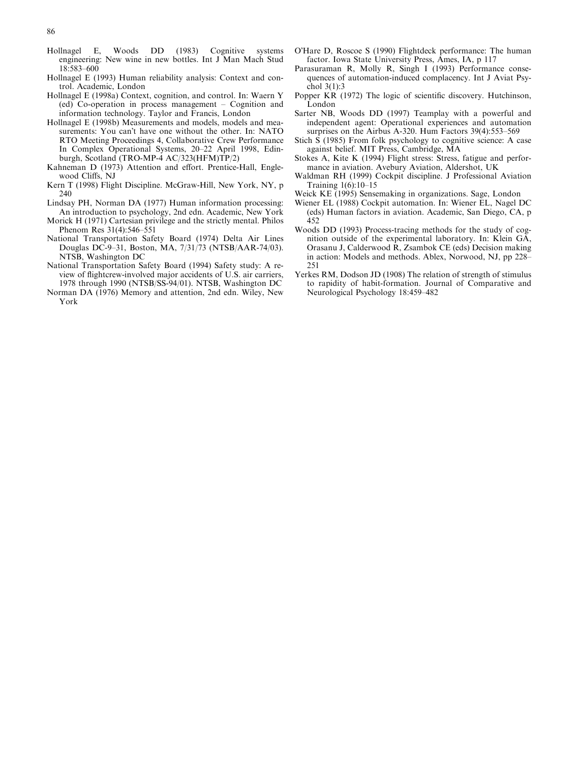Hollnagel E, Woods DD (1983) Cognitive systems engineering: New wine in new bottles. Int J Man Mach Stud 18:583–600

Hollnagel E (1993) Human reliability analysis: Context and control. Academic, London

Hollnagel E (1998a) Context, cognition, and control. In: Waern Y (ed) Co-operation in process management – Cognition and information technology. Taylor and Francis, London

Hollnagel E (1998b) Measurements and models, models and measurements: You can't have one without the other. In: NATO RTO Meeting Proceedings 4, Collaborative Crew Performance In Complex Operational Systems, 20–22 April 1998, Edinburgh, Scotland (TRO-MP-4 AC/323(HFM)TP/2)

Kahneman D (1973) Attention and effort. Prentice-Hall, Englewood Cliffs, NJ

Kern T (1998) Flight Discipline. McGraw-Hill, New York, NY, p 240

Lindsay PH, Norman DA (1977) Human information processing: An introduction to psychology, 2nd edn. Academic, New York

Morick H (1971) Cartesian privilege and the strictly mental. Philos Phenom Res 31(4):546–551

National Transportation Safety Board (1974) Delta Air Lines Douglas DC-9–31, Boston, MA, 7/31/73 (NTSB/AAR-74/03). NTSB, Washington DC

National Transportation Safety Board (1994) Safety study: A review of flightcrew-involved major accidents of U.S. air carriers, 1978 through 1990 (NTSB/SS-94/01). NTSB, Washington DC

Norman DA (1976) Memory and attention, 2nd edn. Wiley, New York

O'Hare D, Roscoe S (1990) Flightdeck performance: The human factor. Iowa State University Press, Ames, IA, p 117

Parasuraman R, Molly R, Singh I (1993) Performance consequences of automation-induced complacency. Int J Aviat Psychol 3(1):3

Popper KR (1972) The logic of scientific discovery. Hutchinson, London

Sarter NB, Woods DD (1997) Teamplay with a powerful and independent agent: Operational experiences and automation surprises on the Airbus A-320. Hum Factors 39(4):553–569

Stich S (1985) From folk psychology to cognitive science: A case against belief. MIT Press, Cambridge, MA

Stokes A, Kite K (1994) Flight stress: Stress, fatigue and performance in aviation. Avebury Aviation, Aldershot, UK

Waldman RH (1999) Cockpit discipline. J Professional Aviation Training 1(6):10–15

Weick KE (1995) Sensemaking in organizations. Sage, London

Wiener EL (1988) Cockpit automation. In: Wiener EL, Nagel DC (eds) Human factors in aviation. Academic, San Diego, CA, p 452

Woods DD (1993) Process-tracing methods for the study of cognition outside of the experimental laboratory. In: Klein GA, Orasanu J, Calderwood R, Zsambok CE (eds) Decision making in action: Models and methods. Ablex, Norwood, NJ, pp 228–251

Yerkes RM, Dodson JD (1908) The relation of strength of stimulus to rapidity of habit-formation. Journal of Comparative and Neurological Psychology 18:459–482